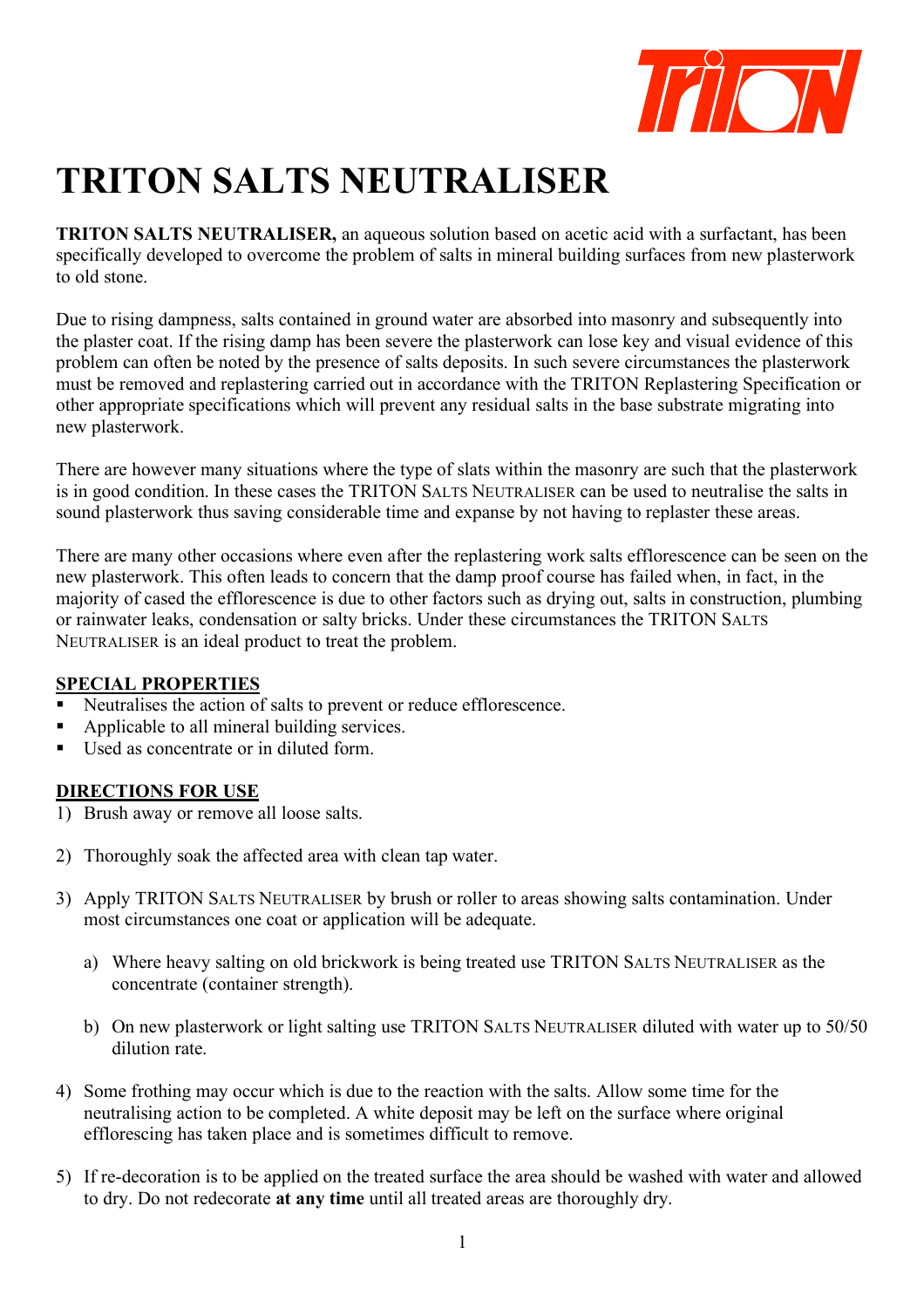# TRITON SALTS NEUTRALISER

**TRITON SALTS NEUTRALISER,** an aqueous solution based on acetic acid with a surfactant, has been specifically developed to overcome the problem of salts in mineral building surfaces from new plasterwork to old stone.

Due to rising dampness, salts contained in ground water are absorbed into masonry and subsequently into the plaster coat. If the rising damp has been severe the plasterwork can lose key and visual evidence of this problem can often be noted by the presence of salts deposits. In such severe circumstances the plasterwork must be removed and replastering carried out in accordance with the TRITON Replastering Specification or other appropriate specifications which will prevent any residual salts in the base substrate migrating into new plasterwork.

There are however many situations where the type of slats within the masonry are such that the plasterwork is in good condition. In these cases the TRITON SALTS NEUTRALISER can be used to neutralise the salts in sound plasterwork thus saving considerable time and expanse by not having to replaster these areas.

There are many other occasions where even after the replastering work salts efflorescence can be seen on the new plasterwork. This often leads to concern that the damp proof course has failed when, in fact, in the majority of cased the efflorescence is due to other factors such as drying out, salts in construction, plumbing or rainwater leaks, condensation or salty bricks. Under these circumstances the TRITON SALTS NEUTRALISER is an ideal product to treat the problem.

## SPECIAL PROPERTIES

- Neutralises the action of salts to prevent or reduce efflorescence.
- Applicable to all mineral building services.
- Used as concentrate or in diluted form.

## DIRECTIONS FOR USE

1) Brush away or remove all loose salts.

2) Thoroughly soak the affected area with clean tap water.

3) Apply TRITON SALTS NEUTRALISER by brush or roller to areas showing salts contamination. Under most circumstances one coat or application will be adequate.

    a) Where heavy salting on old brickwork is being treated use TRITON SALTS NEUTRALISER as the concentrate (container strength).

    b) On new plasterwork or light salting use TRITON SALTS NEUTRALISER diluted with water up to 50/50 dilution rate.

4) Some frothing may occur which is due to the reaction with the salts. Allow some time for the neutralising action to be completed. A white deposit may be left on the surface where original efflorescing has taken place and is sometimes difficult to remove.

5) If re-decoration is to be applied on the treated surface the area should be washed with water and allowed to dry. Do not redecorate **at any time** until all treated areas are thoroughly dry.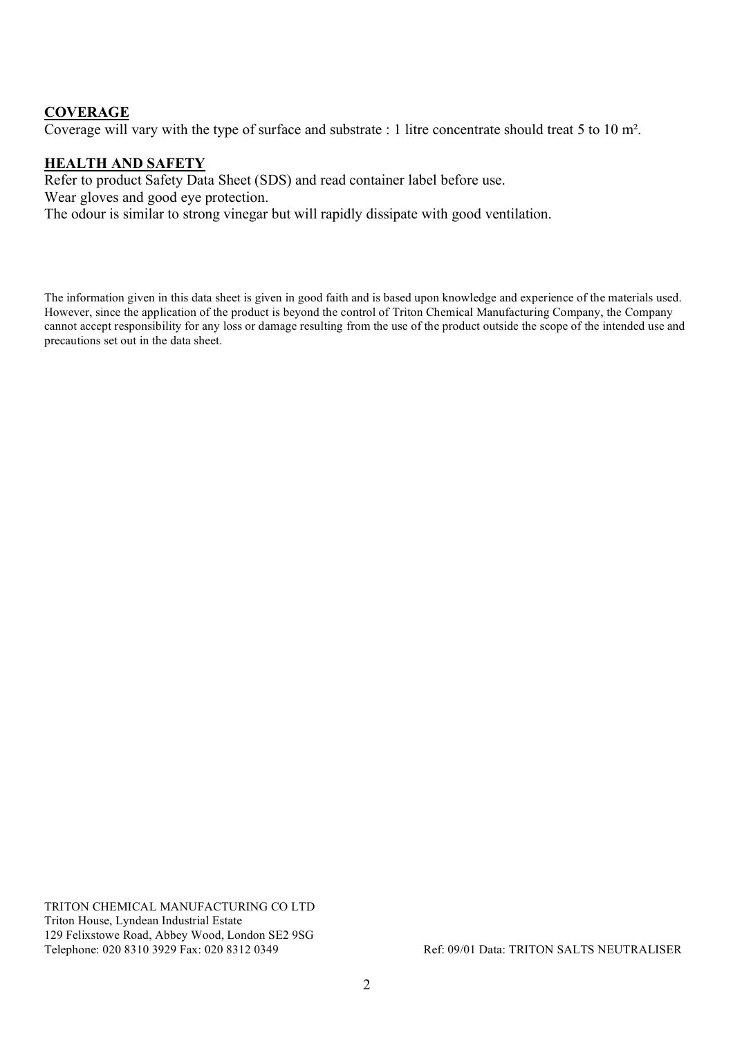## COVERAGE

Coverage will vary with the type of surface and substrate : 1 litre concentrate should treat 5 to 10 $m^2$.

## HEALTH AND SAFETY

Refer to product Safety Data Sheet (SDS) and read container label before use.
Wear gloves and good eye protection.
The odour is similar to strong vinegar but will rapidly dissipate with good ventilation.

The information given in this data sheet is given in good faith and is based upon knowledge and experience of the materials used. However, since the application of the product is beyond the control of Triton Chemical Manufacturing Company, the Company cannot accept responsibility for any loss or damage resulting from the use of the product outside the scope of the intended use and precautions set out in the data sheet.

TRITON CHEMICAL MANUFACTURING CO LTD
Triton House, Lyndean Industrial Estate
129 Felixstowe Road, Abbey Wood, London SE2 9SG
Telephone: 020 8310 3929 Fax: 020 8312 0349

Ref: 09/01 Data: TRITON SALTS NEUTRALISER